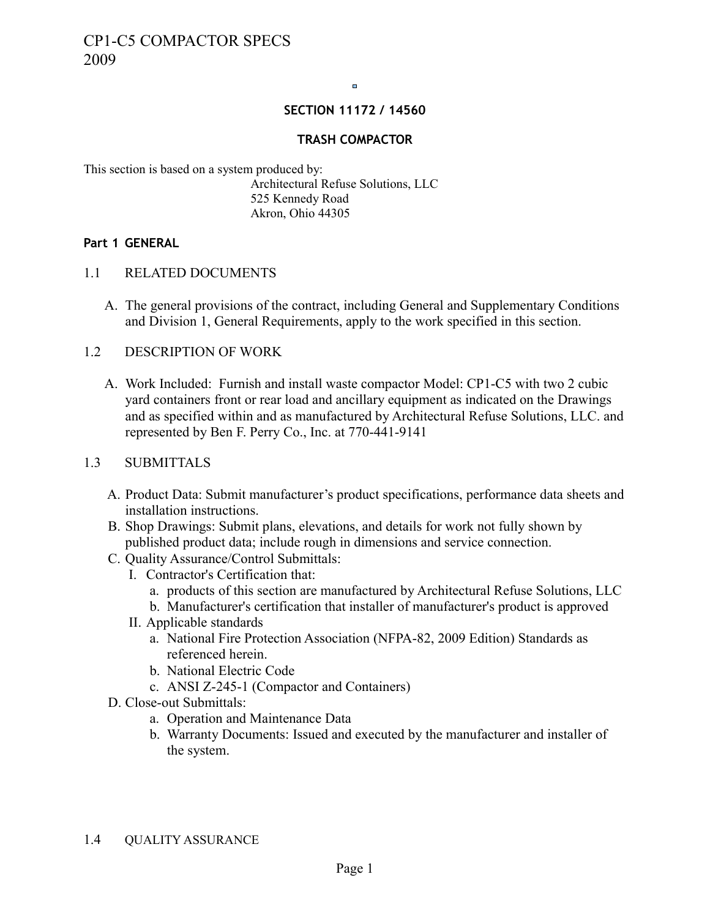# CP1-C5 COMPACTOR SPECS 2009

## SECTION 11172 / 14560

## TRASH COMPACTOR

This section is based on a system produced by:

Architectural Refuse Solutions, LLC
525 Kennedy Road
Akron, Ohio 44305

## Part 1 GENERAL

### 1.1 RELATED DOCUMENTS

A. The general provisions of the contract, including General and Supplementary Conditions and Division 1, General Requirements, apply to the work specified in this section.

### 1.2 DESCRIPTION OF WORK

A. Work Included: Furnish and install waste compactor Model: CP1-C5 with two 2 cubic yard containers front or rear load and ancillary equipment as indicated on the Drawings and as specified within and as manufactured by Architectural Refuse Solutions, LLC. and represented by Ben F. Perry Co., Inc. at 770-441-9141

### 1.3 SUBMITTALS

A. Product Data: Submit manufacturer's product specifications, performance data sheets and installation instructions.

B. Shop Drawings: Submit plans, elevations, and details for work not fully shown by published product data; include rough in dimensions and service connection.

C. Quality Assurance/Control Submittals:

   I. Contractor's Certification that:
      a. products of this section are manufactured by Architectural Refuse Solutions, LLC
      b. Manufacturer's certification that installer of manufacturer's product is approved

   II. Applicable standards
      a. National Fire Protection Association (NFPA-82, 2009 Edition) Standards as referenced herein.
      b. National Electric Code
      c. ANSI Z-245-1 (Compactor and Containers)

D. Close-out Submittals:
   a. Operation and Maintenance Data
   b. Warranty Documents: Issued and executed by the manufacturer and installer of the system.

### 1.4 QUALITY ASSURANCE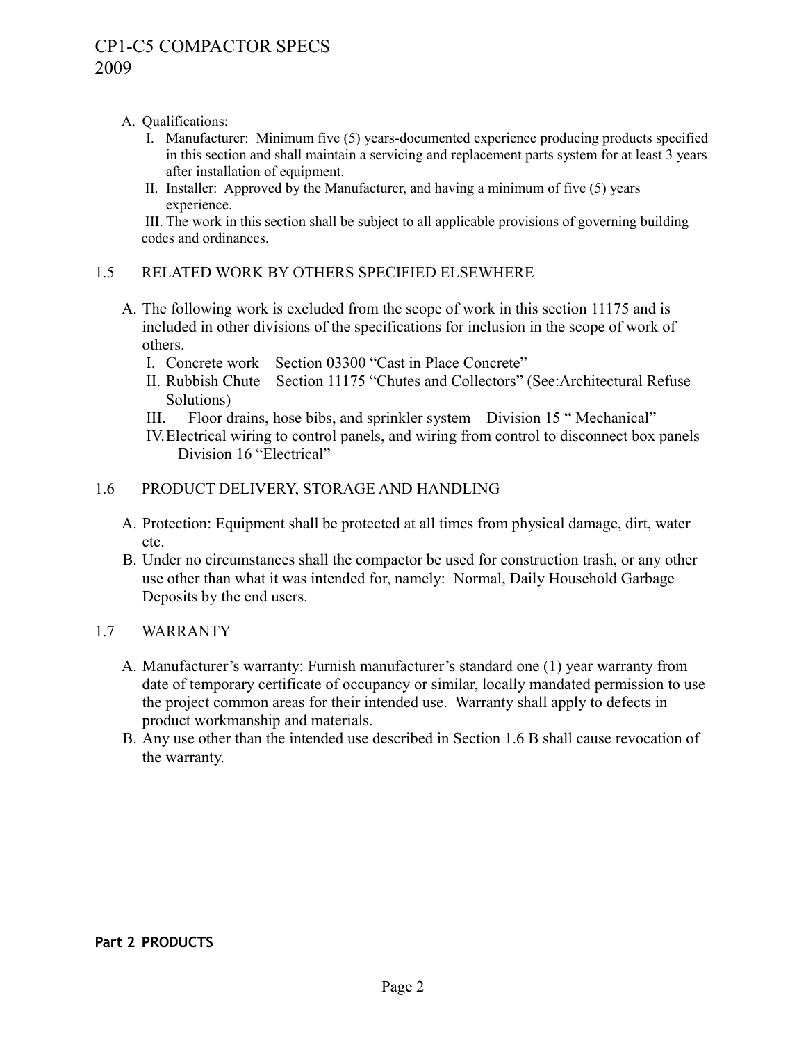A. Qualifications:
   I. Manufacturer: Minimum five (5) years-documented experience producing products specified in this section and shall maintain a servicing and replacement parts system for at least 3 years after installation of equipment.
   II. Installer: Approved by the Manufacturer, and having a minimum of five (5) years experience.
   III. The work in this section shall be subject to all applicable provisions of governing building codes and ordinances.

## 1.5 RELATED WORK BY OTHERS SPECIFIED ELSEWHERE

A. The following work is excluded from the scope of work in this section 11175 and is included in other divisions of the specifications for inclusion in the scope of work of others.
   I. Concrete work – Section 03300 "Cast in Place Concrete"
   II. Rubbish Chute – Section 11175 "Chutes and Collectors" (See:Architectural Refuse Solutions)
   III. Floor drains, hose bibs, and sprinkler system – Division 15 " Mechanical"
   IV. Electrical wiring to control panels, and wiring from control to disconnect box panels – Division 16 "Electrical"

## 1.6 PRODUCT DELIVERY, STORAGE AND HANDLING

A. Protection: Equipment shall be protected at all times from physical damage, dirt, water etc.
B. Under no circumstances shall the compactor be used for construction trash, or any other use other than what it was intended for, namely: Normal, Daily Household Garbage Deposits by the end users.

## 1.7 WARRANTY

A. Manufacturer's warranty: Furnish manufacturer's standard one (1) year warranty from date of temporary certificate of occupancy or similar, locally mandated permission to use the project common areas for their intended use. Warranty shall apply to defects in product workmanship and materials.
B. Any use other than the intended use described in Section 1.6 B shall cause revocation of the warranty.

# Part 2 PRODUCTS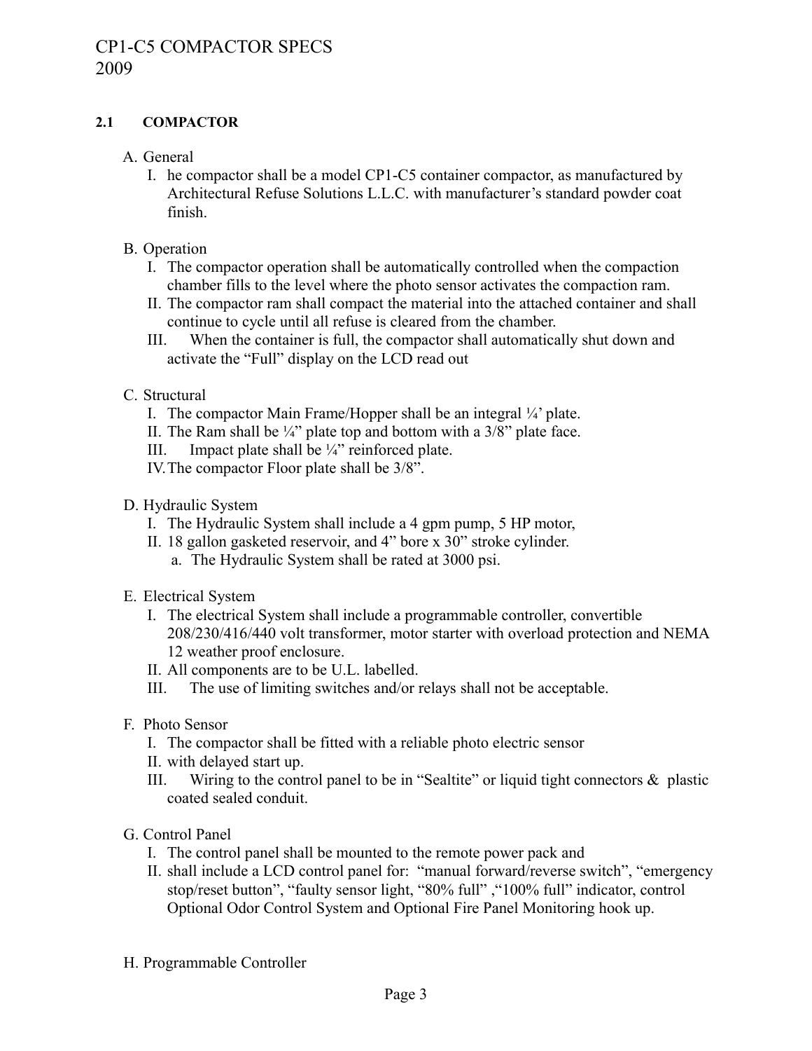# CP1-C5 COMPACTOR SPECS 2009

## 2.1 COMPACTOR

A. General

I. he compactor shall be a model CP1-C5 container compactor, as manufactured by Architectural Refuse Solutions L.L.C. with manufacturer's standard powder coat finish.

B. Operation

I. The compactor operation shall be automatically controlled when the compaction chamber fills to the level where the photo sensor activates the compaction ram.

II. The compactor ram shall compact the material into the attached container and shall continue to cycle until all refuse is cleared from the chamber.

III. When the container is full, the compactor shall automatically shut down and activate the "Full" display on the LCD read out

C. Structural

I. The compactor Main Frame/Hopper shall be an integral ¼' plate.

II. The Ram shall be ¼" plate top and bottom with a 3/8" plate face.

III. Impact plate shall be ¼" reinforced plate.

IV. The compactor Floor plate shall be 3/8".

D. Hydraulic System

I. The Hydraulic System shall include a 4 gpm pump, 5 HP motor,

II. 18 gallon gasketed reservoir, and 4" bore x 30" stroke cylinder.

a. The Hydraulic System shall be rated at 3000 psi.

E. Electrical System

I. The electrical System shall include a programmable controller, convertible 208/230/416/440 volt transformer, motor starter with overload protection and NEMA 12 weather proof enclosure.

II. All components are to be U.L. labelled.

III. The use of limiting switches and/or relays shall not be acceptable.

F. Photo Sensor

I. The compactor shall be fitted with a reliable photo electric sensor

II. with delayed start up.

III. Wiring to the control panel to be in "Sealtite" or liquid tight connectors & plastic coated sealed conduit.

G. Control Panel

I. The control panel shall be mounted to the remote power pack and

II. shall include a LCD control panel for: "manual forward/reverse switch", "emergency stop/reset button", "faulty sensor light, "80% full" ,"100% full" indicator, control Optional Odor Control System and Optional Fire Panel Monitoring hook up.

H. Programmable Controller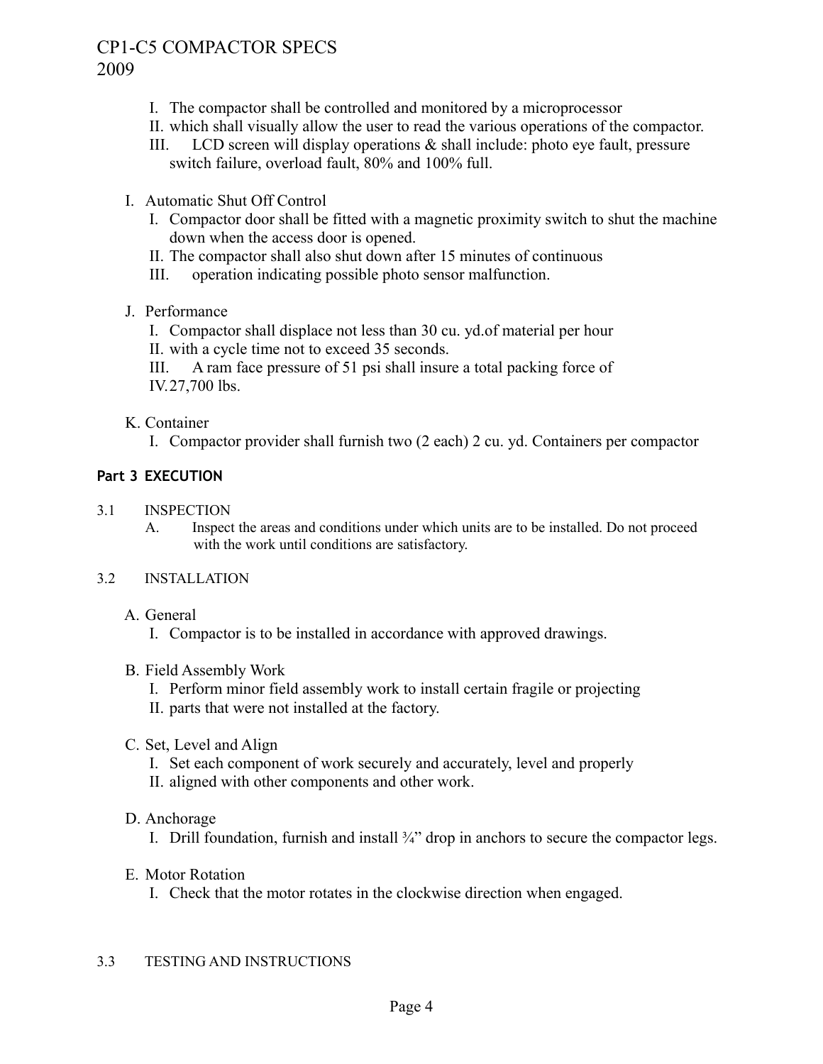I. The compactor shall be controlled and monitored by a microprocessor
II. which shall visually allow the user to read the various operations of the compactor.
III. LCD screen will display operations & shall include: photo eye fault, pressure switch failure, overload fault, 80% and 100% full.

I. Automatic Shut Off Control
   I. Compactor door shall be fitted with a magnetic proximity switch to shut the machine down when the access door is opened.
   II. The compactor shall also shut down after 15 minutes of continuous
   III. operation indicating possible photo sensor malfunction.

J. Performance
   I. Compactor shall displace not less than 30 cu. yd.of material per hour
   II. with a cycle time not to exceed 35 seconds.
   III. A ram face pressure of 51 psi shall insure a total packing force of
   IV. 27,700 lbs.

K. Container
   I. Compactor provider shall furnish two (2 each) 2 cu. yd. Containers per compactor

## Part 3 EXECUTION

3.1 INSPECTION

A. Inspect the areas and conditions under which units are to be installed. Do not proceed with the work until conditions are satisfactory.

3.2 INSTALLATION

A. General
   I. Compactor is to be installed in accordance with approved drawings.

B. Field Assembly Work
   I. Perform minor field assembly work to install certain fragile or projecting
   II. parts that were not installed at the factory.

C. Set, Level and Align
   I. Set each component of work securely and accurately, level and properly
   II. aligned with other components and other work.

D. Anchorage
   I. Drill foundation, furnish and install ¾" drop in anchors to secure the compactor legs.

E. Motor Rotation
   I. Check that the motor rotates in the clockwise direction when engaged.

3.3 TESTING AND INSTRUCTIONS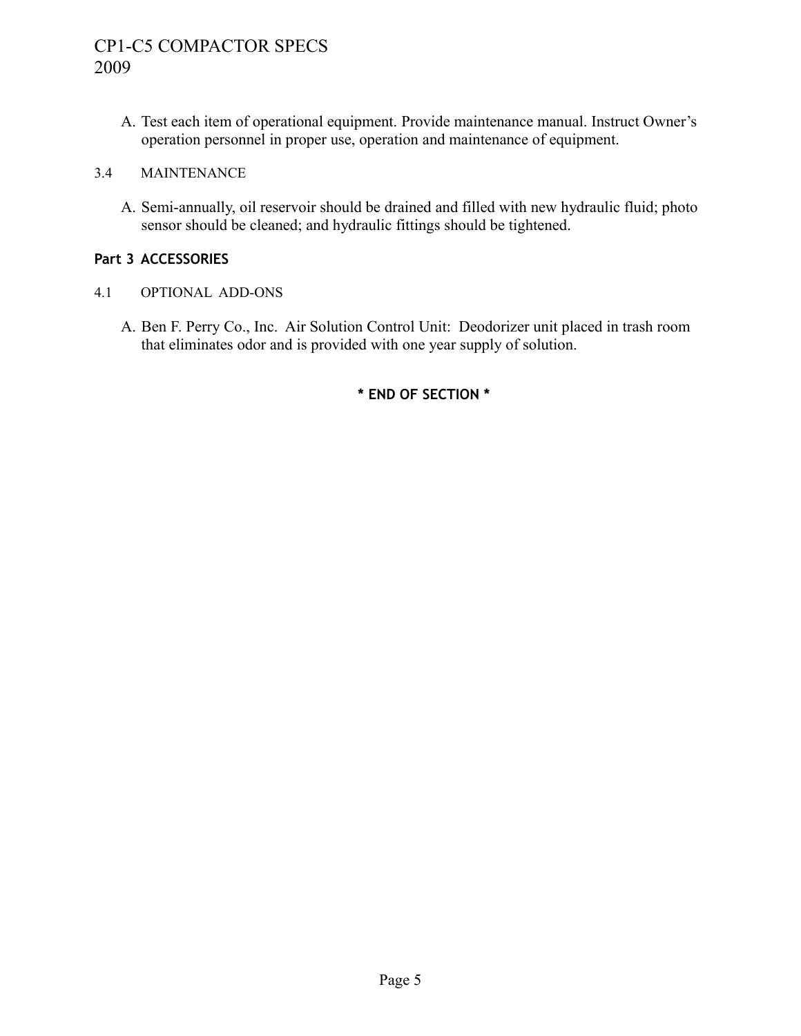A. Test each item of operational equipment. Provide maintenance manual. Instruct Owner's operation personnel in proper use, operation and maintenance of equipment.

3.4 MAINTENANCE

A. Semi-annually, oil reservoir should be drained and filled with new hydraulic fluid; photo sensor should be cleaned; and hydraulic fittings should be tightened.

## Part 3 ACCESSORIES

4.1 OPTIONAL ADD-ONS

A. Ben F. Perry Co., Inc. Air Solution Control Unit: Deodorizer unit placed in trash room that eliminates odor and is provided with one year supply of solution.

**\* END OF SECTION \***